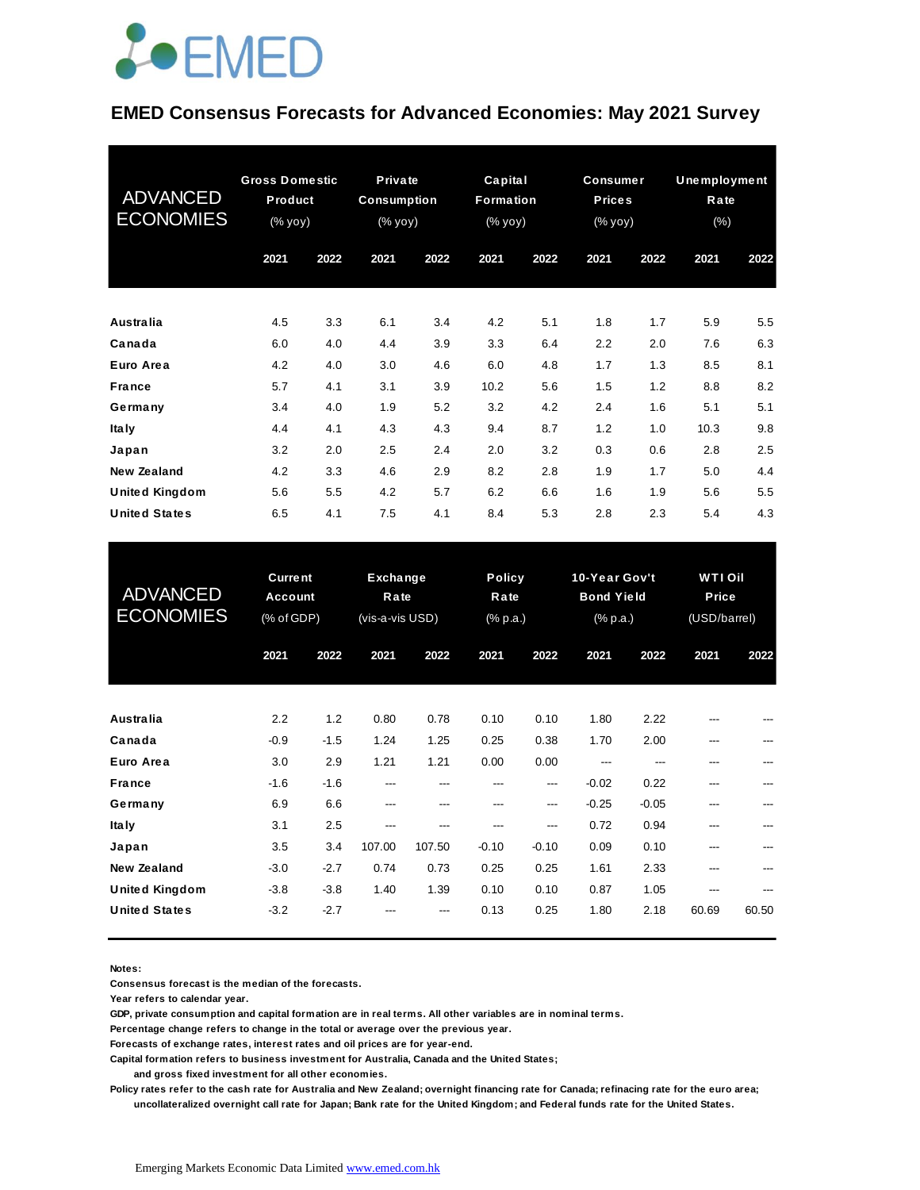# EMED Consensus Forecasts for Advanced Economies: May 2021 Survey

| ADVANCED ECONOMIES | Gross Domestic Product (% yoy) | | Private Consumption (% yoy) | | Capital Formation (% yoy) | | Consumer Prices (% yoy) | | Unemployment Rate (%) | |
|---|---|---|---|---|---|---|---|---|---|---|
| | 2021 | 2022 | 2021 | 2022 | 2021 | 2022 | 2021 | 2022 | 2021 | 2022 |
| Australia | 4.5 | 3.3 | 6.1 | 3.4 | 4.2 | 5.1 | 1.8 | 1.7 | 5.9 | 5.5 |
| Canada | 6.0 | 4.0 | 4.4 | 3.9 | 3.3 | 6.4 | 2.2 | 2.0 | 7.6 | 6.3 |
| Euro Area | 4.2 | 4.0 | 3.0 | 4.6 | 6.0 | 4.8 | 1.7 | 1.3 | 8.5 | 8.1 |
| France | 5.7 | 4.1 | 3.1 | 3.9 | 10.2 | 5.6 | 1.5 | 1.2 | 8.8 | 8.2 |
| Germany | 3.4 | 4.0 | 1.9 | 5.2 | 3.2 | 4.2 | 2.4 | 1.6 | 5.1 | 5.1 |
| Italy | 4.4 | 4.1 | 4.3 | 4.3 | 9.4 | 8.7 | 1.2 | 1.0 | 10.3 | 9.8 |
| Japan | 3.2 | 2.0 | 2.5 | 2.4 | 2.0 | 3.2 | 0.3 | 0.6 | 2.8 | 2.5 |
| New Zealand | 4.2 | 3.3 | 4.6 | 2.9 | 8.2 | 2.8 | 1.9 | 1.7 | 5.0 | 4.4 |
| United Kingdom | 5.6 | 5.5 | 4.2 | 5.7 | 6.2 | 6.6 | 1.6 | 1.9 | 5.6 | 5.5 |
| United States | 6.5 | 4.1 | 7.5 | 4.1 | 8.4 | 5.3 | 2.8 | 2.3 | 5.4 | 4.3 |

| ADVANCED ECONOMIES | Current Account (% of GDP) | | Exchange Rate (vis-a-vis USD) | | Policy Rate (% p.a.) | | 10-Year Gov't Bond Yield (% p.a.) | | WTI Oil Price (USD/barrel) | |
|---|---|---|---|---|---|---|---|---|---|---|
| | 2021 | 2022 | 2021 | 2022 | 2021 | 2022 | 2021 | 2022 | 2021 | 2022 |
| Australia | 2.2 | 1.2 | 0.80 | 0.78 | 0.10 | 0.10 | 1.80 | 2.22 | --- | --- |
| Canada | -0.9 | -1.5 | 1.24 | 1.25 | 0.25 | 0.38 | 1.70 | 2.00 | --- | --- |
| Euro Area | 3.0 | 2.9 | 1.21 | 1.21 | 0.00 | 0.00 | --- | --- | --- | --- |
| France | -1.6 | -1.6 | --- | --- | --- | --- | -0.02 | 0.22 | --- | --- |
| Germany | 6.9 | 6.6 | --- | --- | --- | --- | -0.25 | -0.05 | --- | --- |
| Italy | 3.1 | 2.5 | --- | --- | --- | --- | 0.72 | 0.94 | --- | --- |
| Japan | 3.5 | 3.4 | 107.00 | 107.50 | -0.10 | -0.10 | 0.09 | 0.10 | --- | --- |
| New Zealand | -3.0 | -2.7 | 0.74 | 0.73 | 0.25 | 0.25 | 1.61 | 2.33 | --- | --- |
| United Kingdom | -3.8 | -3.8 | 1.40 | 1.39 | 0.10 | 0.10 | 0.87 | 1.05 | --- | --- |
| United States | -3.2 | -2.7 | --- | --- | 0.13 | 0.25 | 1.80 | 2.18 | 60.69 | 60.50 |

**Notes:**

**Consensus forecast is the median of the forecasts.**

**Year refers to calendar year.**

**GDP, private consumption and capital formation are in real terms. All other variables are in nominal terms.**

**Percentage change refers to change in the total or average over the previous year.**

**Forecasts of exchange rates, interest rates and oil prices are for year-end.**

**Capital formation refers to business investment for Australia, Canada and the United States; and gross fixed investment for all other economies.**

**Policy rates refer to the cash rate for Australia and New Zealand; overnight financing rate for Canada; refinacing rate for the euro area; uncollateralized overnight call rate for Japan; Bank rate for the United Kingdom; and Federal funds rate for the United States.**

Emerging Markets Economic Data Limited www.emed.com.hk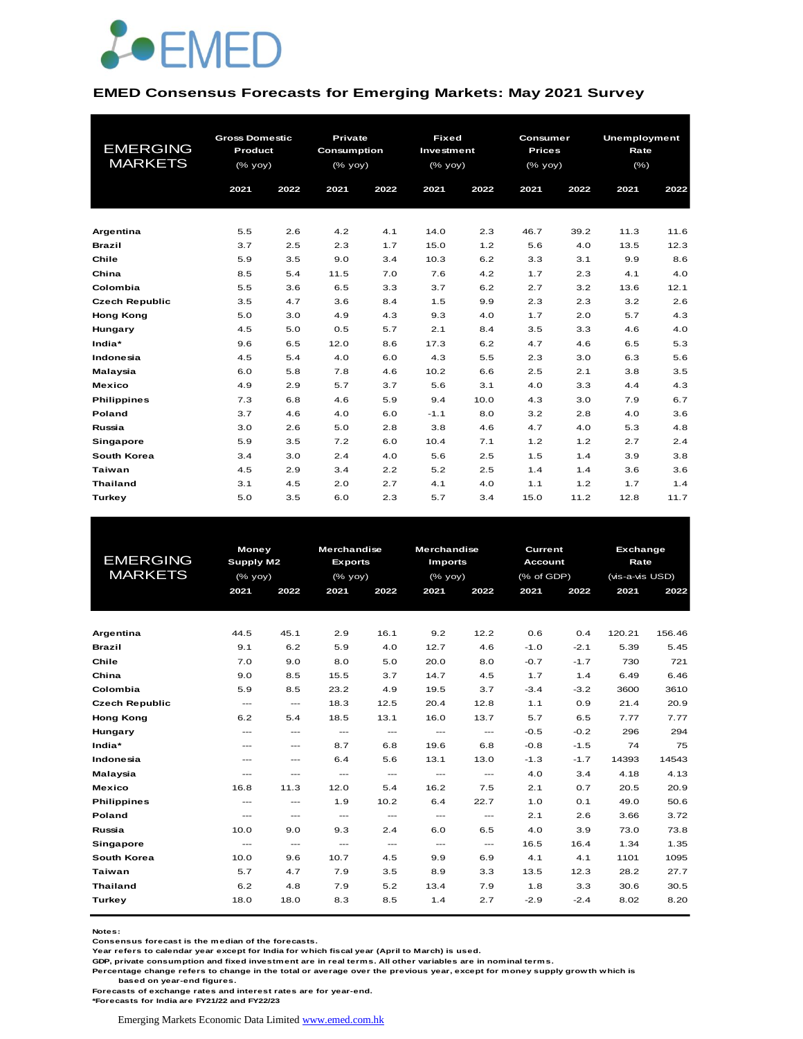## EMED Consensus Forecasts for Emerging Markets: May 2021 Survey

| EMERGING MARKETS | Gross Domestic Product (% yoy) | | Private Consumption (% yoy) | | Fixed Investment (% yoy) | | Consumer Prices (% yoy) | | Unemployment Rate (%) | |
|---|---|---|---|---|---|---|---|---|---|---|
| | 2021 | 2022 | 2021 | 2022 | 2021 | 2022 | 2021 | 2022 | 2021 | 2022 |
| **Argentina** | 5.5 | 2.6 | 4.2 | 4.1 | 14.0 | 2.3 | 46.7 | 39.2 | 11.3 | 11.6 |
| **Brazil** | 3.7 | 2.5 | 2.3 | 1.7 | 15.0 | 1.2 | 5.6 | 4.0 | 13.5 | 12.3 |
| **Chile** | 5.9 | 3.5 | 9.0 | 3.4 | 10.3 | 6.2 | 3.3 | 3.1 | 9.9 | 8.6 |
| **China** | 8.5 | 5.4 | 11.5 | 7.0 | 7.6 | 4.2 | 1.7 | 2.3 | 4.1 | 4.0 |
| **Colombia** | 5.5 | 3.6 | 6.5 | 3.3 | 3.7 | 6.2 | 2.7 | 3.2 | 13.6 | 12.1 |
| **Czech Republic** | 3.5 | 4.7 | 3.6 | 8.4 | 1.5 | 9.9 | 2.3 | 2.3 | 3.2 | 2.6 |
| **Hong Kong** | 5.0 | 3.0 | 4.9 | 4.3 | 9.3 | 4.0 | 1.7 | 2.0 | 5.7 | 4.3 |
| **Hungary** | 4.5 | 5.0 | 0.5 | 5.7 | 2.1 | 8.4 | 3.5 | 3.3 | 4.6 | 4.0 |
| **India*** | 9.6 | 6.5 | 12.0 | 8.6 | 17.3 | 6.2 | 4.7 | 4.6 | 6.5 | 5.3 |
| **Indonesia** | 4.5 | 5.4 | 4.0 | 6.0 | 4.3 | 5.5 | 2.3 | 3.0 | 6.3 | 5.6 |
| **Malaysia** | 6.0 | 5.8 | 7.8 | 4.6 | 10.2 | 6.6 | 2.5 | 2.1 | 3.8 | 3.5 |
| **Mexico** | 4.9 | 2.9 | 5.7 | 3.7 | 5.6 | 3.1 | 4.0 | 3.3 | 4.4 | 4.3 |
| **Philippines** | 7.3 | 6.8 | 4.6 | 5.9 | 9.4 | 10.0 | 4.3 | 3.0 | 7.9 | 6.7 |
| **Poland** | 3.7 | 4.6 | 4.0 | 6.0 | -1.1 | 8.0 | 3.2 | 2.8 | 4.0 | 3.6 |
| **Russia** | 3.0 | 2.6 | 5.0 | 2.8 | 3.8 | 4.6 | 4.7 | 4.0 | 5.3 | 4.8 |
| **Singapore** | 5.9 | 3.5 | 7.2 | 6.0 | 10.4 | 7.1 | 1.2 | 1.2 | 2.7 | 2.4 |
| **South Korea** | 3.4 | 3.0 | 2.4 | 4.0 | 5.6 | 2.5 | 1.5 | 1.4 | 3.9 | 3.8 |
| **Taiwan** | 4.5 | 2.9 | 3.4 | 2.2 | 5.2 | 2.5 | 1.4 | 1.4 | 3.6 | 3.6 |
| **Thailand** | 3.1 | 4.5 | 2.0 | 2.7 | 4.1 | 4.0 | 1.1 | 1.2 | 1.7 | 1.4 |
| **Turkey** | 5.0 | 3.5 | 6.0 | 2.3 | 5.7 | 3.4 | 15.0 | 11.2 | 12.8 | 11.7 |

| EMERGING MARKETS | Money Supply M2 (% yoy) | | Merchandise Exports (% yoy) | | Merchandise Imports (% yoy) | | Current Account (% of GDP) | | Exchange Rate (vis-a-vis USD) | |
|---|---|---|---|---|---|---|---|---|---|---|
| | 2021 | 2022 | 2021 | 2022 | 2021 | 2022 | 2021 | 2022 | 2021 | 2022 |
| **Argentina** | 44.5 | 45.1 | 2.9 | 16.1 | 9.2 | 12.2 | 0.6 | 0.4 | 120.21 | 156.46 |
| **Brazil** | 9.1 | 6.2 | 5.9 | 4.0 | 12.7 | 4.6 | -1.0 | -2.1 | 5.39 | 5.45 |
| **Chile** | 7.0 | 9.0 | 8.0 | 5.0 | 20.0 | 8.0 | -0.7 | -1.7 | 730 | 721 |
| **China** | 9.0 | 8.5 | 15.5 | 3.7 | 14.7 | 4.5 | 1.7 | 1.4 | 6.49 | 6.46 |
| **Colombia** | 5.9 | 8.5 | 23.2 | 4.9 | 19.5 | 3.7 | -3.4 | -3.2 | 3600 | 3610 |
| **Czech Republic** | --- | --- | 18.3 | 12.5 | 20.4 | 12.8 | 1.1 | 0.9 | 21.4 | 20.9 |
| **Hong Kong** | 6.2 | 5.4 | 18.5 | 13.1 | 16.0 | 13.7 | 5.7 | 6.5 | 7.77 | 7.77 |
| **Hungary** | --- | --- | --- | --- | --- | --- | -0.5 | -0.2 | 296 | 294 |
| **India*** | --- | --- | 8.7 | 6.8 | 19.6 | 6.8 | -0.8 | -1.5 | 74 | 75 |
| **Indonesia** | --- | --- | 6.4 | 5.6 | 13.1 | 13.0 | -1.3 | -1.7 | 14393 | 14543 |
| **Malaysia** | --- | --- | --- | --- | --- | --- | 4.0 | 3.4 | 4.18 | 4.13 |
| **Mexico** | 16.8 | 11.3 | 12.0 | 5.4 | 16.2 | 7.5 | 2.1 | 0.7 | 20.5 | 20.9 |
| **Philippines** | --- | --- | 1.9 | 10.2 | 6.4 | 22.7 | 1.0 | 0.1 | 49.0 | 50.6 |
| **Poland** | --- | --- | --- | --- | --- | --- | 2.1 | 2.6 | 3.66 | 3.72 |
| **Russia** | 10.0 | 9.0 | 9.3 | 2.4 | 6.0 | 6.5 | 4.0 | 3.9 | 73.0 | 73.8 |
| **Singapore** | --- | --- | --- | --- | --- | --- | 16.5 | 16.4 | 1.34 | 1.35 |
| **South Korea** | 10.0 | 9.6 | 10.7 | 4.5 | 9.9 | 6.9 | 4.1 | 4.1 | 1101 | 1095 |
| **Taiwan** | 5.7 | 4.7 | 7.9 | 3.5 | 8.9 | 3.3 | 13.5 | 12.3 | 28.2 | 27.7 |
| **Thailand** | 6.2 | 4.8 | 7.9 | 5.2 | 13.4 | 7.9 | 1.8 | 3.3 | 30.6 | 30.5 |
| **Turkey** | 18.0 | 18.0 | 8.3 | 8.5 | 1.4 | 2.7 | -2.9 | -2.4 | 8.02 | 8.20 |

**Notes:**
**Consensus forecast is the median of the forecasts.**
**Year refers to calendar year except for India for which fiscal year (April to March) is used.**
**GDP, private consumption and fixed investment are in real terms. All other variables are in nominal terms.**
**Percentage change refers to change in the total or average over the previous year, except for money supply growth which is based on year-end figures.**
**Forecasts of exchange rates and interest rates are for year-end.**
***Forecasts for India are FY21/22 and FY22/23**

Emerging Markets Economic Data Limited www.emed.com.hk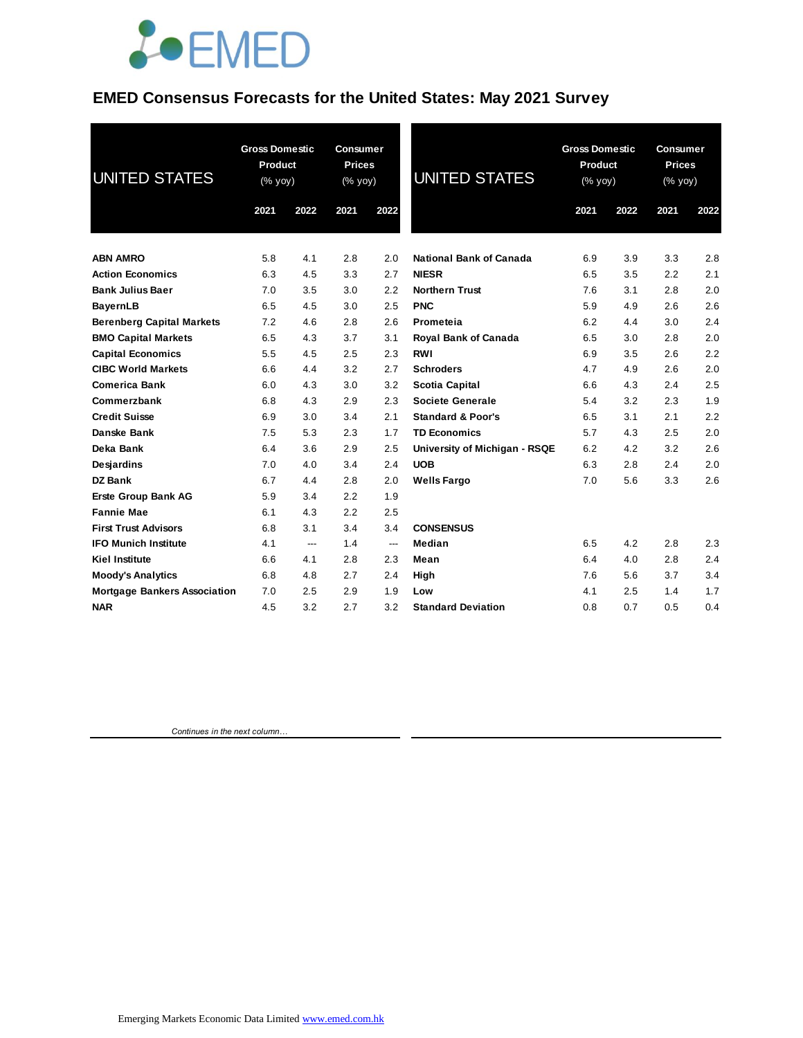# EMED Consensus Forecasts for the United States: May 2021 Survey

| UNITED STATES | Gross Domestic Product (% yoy) | | Consumer Prices (% yoy) | |
|---|---|---|---|---|
| | 2021 | 2022 | 2021 | 2022 |
| **ABN AMRO** | 5.8 | 4.1 | 2.8 | 2.0 |
| **Action Economics** | 6.3 | 4.5 | 3.3 | 2.7 |
| **Bank Julius Baer** | 7.0 | 3.5 | 3.0 | 2.2 |
| **BayernLB** | 6.5 | 4.5 | 3.0 | 2.5 |
| **Berenberg Capital Markets** | 7.2 | 4.6 | 2.8 | 2.6 |
| **BMO Capital Markets** | 6.5 | 4.3 | 3.7 | 3.1 |
| **Capital Economics** | 5.5 | 4.5 | 2.5 | 2.3 |
| **CIBC World Markets** | 6.6 | 4.4 | 3.2 | 2.7 |
| **Comerica Bank** | 6.0 | 4.3 | 3.0 | 3.2 |
| **Commerzbank** | 6.8 | 4.3 | 2.9 | 2.3 |
| **Credit Suisse** | 6.9 | 3.0 | 3.4 | 2.1 |
| **Danske Bank** | 7.5 | 5.3 | 2.3 | 1.7 |
| **Deka Bank** | 6.4 | 3.6 | 2.9 | 2.5 |
| **Desjardins** | 7.0 | 4.0 | 3.4 | 2.4 |
| **DZ Bank** | 6.7 | 4.4 | 2.8 | 2.0 |
| **Erste Group Bank AG** | 5.9 | 3.4 | 2.2 | 1.9 |
| **Fannie Mae** | 6.1 | 4.3 | 2.2 | 2.5 |
| **First Trust Advisors** | 6.8 | 3.1 | 3.4 | 3.4 |
| **IFO Munich Institute** | 4.1 | --- | 1.4 | --- |
| **Kiel Institute** | 6.6 | 4.1 | 2.8 | 2.3 |
| **Moody's Analytics** | 6.8 | 4.8 | 2.7 | 2.4 |
| **Mortgage Bankers Association** | 7.0 | 2.5 | 2.9 | 1.9 |
| **NAR** | 4.5 | 3.2 | 2.7 | 3.2 |
| **National Bank of Canada** | 6.9 | 3.9 | 3.3 | 2.8 |
| **NIESR** | 6.5 | 3.5 | 2.2 | 2.1 |
| **Northern Trust** | 7.6 | 3.1 | 2.8 | 2.0 |
| **PNC** | 5.9 | 4.9 | 2.6 | 2.6 |
| **Prometeia** | 6.2 | 4.4 | 3.0 | 2.4 |
| **Royal Bank of Canada** | 6.5 | 3.0 | 2.8 | 2.0 |
| **RWI** | 6.9 | 3.5 | 2.6 | 2.2 |
| **Schroders** | 4.7 | 4.9 | 2.6 | 2.0 |
| **Scotia Capital** | 6.6 | 4.3 | 2.4 | 2.5 |
| **Societe Generale** | 5.4 | 3.2 | 2.3 | 1.9 |
| **Standard & Poor's** | 6.5 | 3.1 | 2.1 | 2.2 |
| **TD Economics** | 5.7 | 4.3 | 2.5 | 2.0 |
| **University of Michigan - RSQE** | 6.2 | 4.2 | 3.2 | 2.6 |
| **UOB** | 6.3 | 2.8 | 2.4 | 2.0 |
| **Wells Fargo** | 7.0 | 5.6 | 3.3 | 2.6 |
| **CONSENSUS** | | | | |
| **Median** | 6.5 | 4.2 | 2.8 | 2.3 |
| **Mean** | 6.4 | 4.0 | 2.8 | 2.4 |
| **High** | 7.6 | 5.6 | 3.7 | 3.4 |
| **Low** | 4.1 | 2.5 | 1.4 | 1.7 |
| **Standard Deviation** | 0.8 | 0.7 | 0.5 | 0.4 |

*Continues in the next column…*

Emerging Markets Economic Data Limited www.emed.com.hk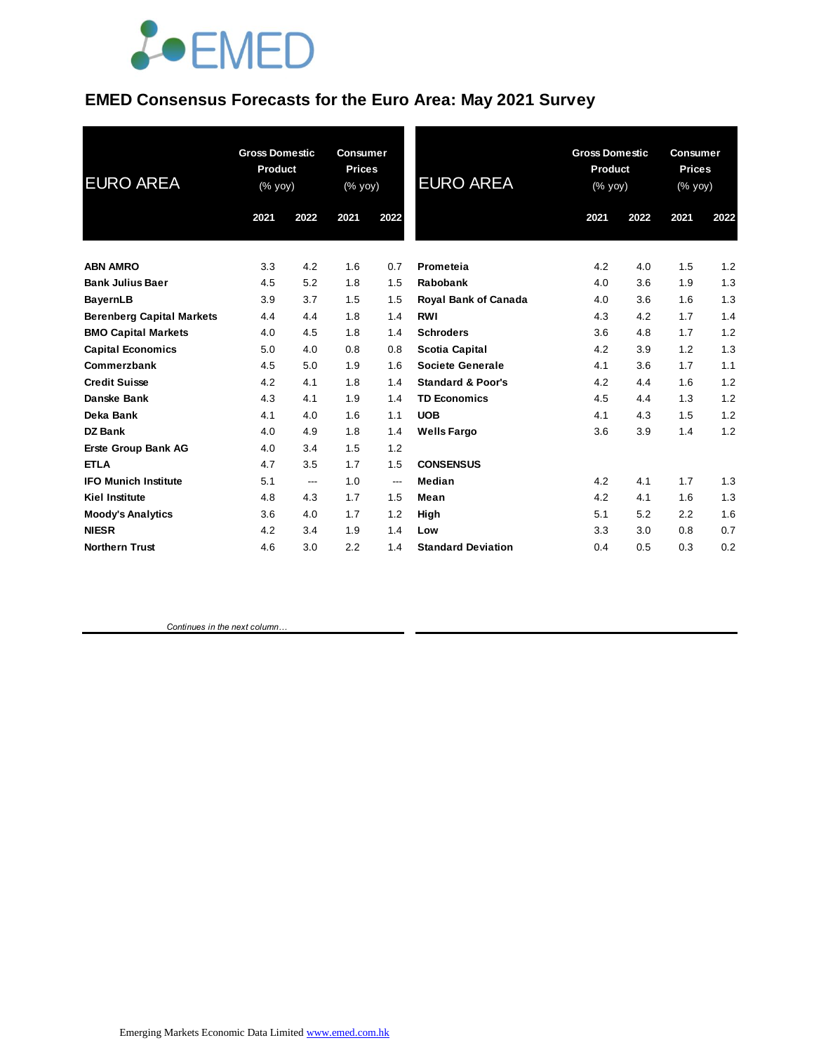# EMED Consensus Forecasts for the Euro Area: May 2021 Survey

| EURO AREA | Gross Domestic Product (% yoy) | | Consumer Prices (% yoy) | |
|---|---|---|---|---|
| | 2021 | 2022 | 2021 | 2022 |
| **ABN AMRO** | 3.3 | 4.2 | 1.6 | 0.7 |
| **Bank Julius Baer** | 4.5 | 5.2 | 1.8 | 1.5 |
| **BayernLB** | 3.9 | 3.7 | 1.5 | 1.5 |
| **Berenberg Capital Markets** | 4.4 | 4.4 | 1.8 | 1.4 |
| **BMO Capital Markets** | 4.0 | 4.5 | 1.8 | 1.4 |
| **Capital Economics** | 5.0 | 4.0 | 0.8 | 0.8 |
| **Commerzbank** | 4.5 | 5.0 | 1.9 | 1.6 |
| **Credit Suisse** | 4.2 | 4.1 | 1.8 | 1.4 |
| **Danske Bank** | 4.3 | 4.1 | 1.9 | 1.4 |
| **Deka Bank** | 4.1 | 4.0 | 1.6 | 1.1 |
| **DZ Bank** | 4.0 | 4.9 | 1.8 | 1.4 |
| **Erste Group Bank AG** | 4.0 | 3.4 | 1.5 | 1.2 |
| **ETLA** | 4.7 | 3.5 | 1.7 | 1.5 |
| **IFO Munich Institute** | 5.1 | --- | 1.0 | --- |
| **Kiel Institute** | 4.8 | 4.3 | 1.7 | 1.5 |
| **Moody's Analytics** | 3.6 | 4.0 | 1.7 | 1.2 |
| **NIESR** | 4.2 | 3.4 | 1.9 | 1.4 |
| **Northern Trust** | 4.6 | 3.0 | 2.2 | 1.4 |
| **Prometeia** | 4.2 | 4.0 | 1.5 | 1.2 |
| **Rabobank** | 4.0 | 3.6 | 1.9 | 1.3 |
| **Royal Bank of Canada** | 4.0 | 3.6 | 1.6 | 1.3 |
| **RWI** | 4.3 | 4.2 | 1.7 | 1.4 |
| **Schroders** | 3.6 | 4.8 | 1.7 | 1.2 |
| **Scotia Capital** | 4.2 | 3.9 | 1.2 | 1.3 |
| **Societe Generale** | 4.1 | 3.6 | 1.7 | 1.1 |
| **Standard & Poor's** | 4.2 | 4.4 | 1.6 | 1.2 |
| **TD Economics** | 4.5 | 4.4 | 1.3 | 1.2 |
| **UOB** | 4.1 | 4.3 | 1.5 | 1.2 |
| **Wells Fargo** | 3.6 | 3.9 | 1.4 | 1.2 |
| **CONSENSUS** | | | | |
| **Median** | 4.2 | 4.1 | 1.7 | 1.3 |
| **Mean** | 4.2 | 4.1 | 1.6 | 1.3 |
| **High** | 5.1 | 5.2 | 2.2 | 1.6 |
| **Low** | 3.3 | 3.0 | 0.8 | 0.7 |
| **Standard Deviation** | 0.4 | 0.5 | 0.3 | 0.2 |

*Continues in the next column…*

Emerging Markets Economic Data Limited www.emed.com.hk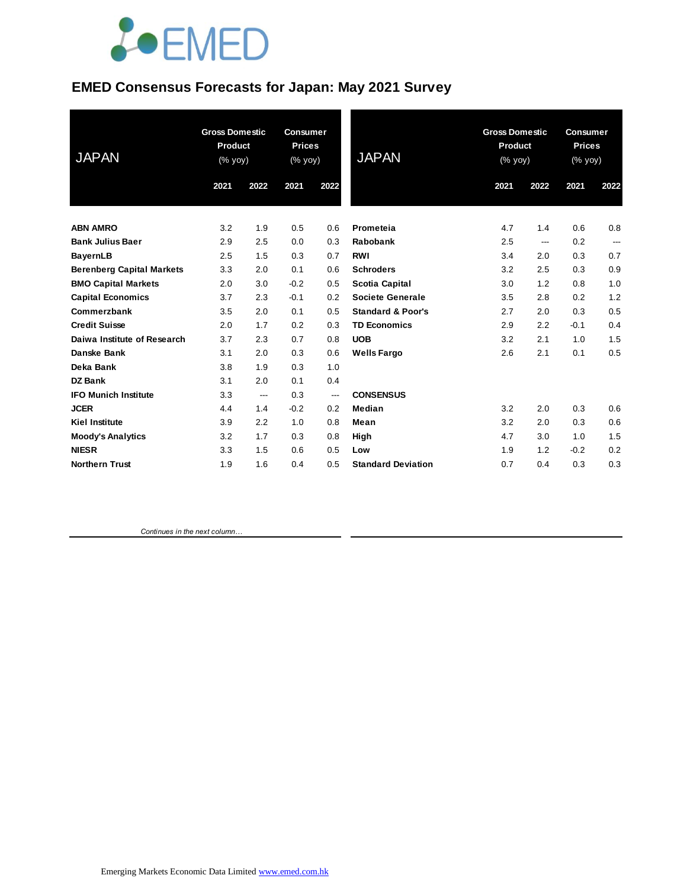# EMED Consensus Forecasts for Japan: May 2021 Survey

| JAPAN | Gross Domestic Product (% yoy) | | Consumer Prices (% yoy) | |
|---|---|---|---|---|
| | 2021 | 2022 | 2021 | 2022 |
| **ABN AMRO** | 3.2 | 1.9 | 0.5 | 0.6 |
| **Bank Julius Baer** | 2.9 | 2.5 | 0.0 | 0.3 |
| **BayernLB** | 2.5 | 1.5 | 0.3 | 0.7 |
| **Berenberg Capital Markets** | 3.3 | 2.0 | 0.1 | 0.6 |
| **BMO Capital Markets** | 2.0 | 3.0 | -0.2 | 0.5 |
| **Capital Economics** | 3.7 | 2.3 | -0.1 | 0.2 |
| **Commerzbank** | 3.5 | 2.0 | 0.1 | 0.5 |
| **Credit Suisse** | 2.0 | 1.7 | 0.2 | 0.3 |
| **Daiwa Institute of Research** | 3.7 | 2.3 | 0.7 | 0.8 |
| **Danske Bank** | 3.1 | 2.0 | 0.3 | 0.6 |
| **Deka Bank** | 3.8 | 1.9 | 0.3 | 1.0 |
| **DZ Bank** | 3.1 | 2.0 | 0.1 | 0.4 |
| **IFO Munich Institute** | 3.3 | --- | 0.3 | --- |
| **JCER** | 4.4 | 1.4 | -0.2 | 0.2 |
| **Kiel Institute** | 3.9 | 2.2 | 1.0 | 0.8 |
| **Moody's Analytics** | 3.2 | 1.7 | 0.3 | 0.8 |
| **NIESR** | 3.3 | 1.5 | 0.6 | 0.5 |
| **Northern Trust** | 1.9 | 1.6 | 0.4 | 0.5 |

*Continues in the next column…*

| JAPAN | Gross Domestic Product (% yoy) | | Consumer Prices (% yoy) | |
|---|---|---|---|---|
| | 2021 | 2022 | 2021 | 2022 |
| **Prometeia** | 4.7 | 1.4 | 0.6 | 0.8 |
| **Rabobank** | 2.5 | --- | 0.2 | --- |
| **RWI** | 3.4 | 2.0 | 0.3 | 0.7 |
| **Schroders** | 3.2 | 2.5 | 0.3 | 0.9 |
| **Scotia Capital** | 3.0 | 1.2 | 0.8 | 1.0 |
| **Societe Generale** | 3.5 | 2.8 | 0.2 | 1.2 |
| **Standard & Poor's** | 2.7 | 2.0 | 0.3 | 0.5 |
| **TD Economics** | 2.9 | 2.2 | -0.1 | 0.4 |
| **UOB** | 3.2 | 2.1 | 1.0 | 1.5 |
| **Wells Fargo** | 2.6 | 2.1 | 0.1 | 0.5 |
| | | | | |
| **CONSENSUS** | | | | |
| **Median** | 3.2 | 2.0 | 0.3 | 0.6 |
| **Mean** | 3.2 | 2.0 | 0.3 | 0.6 |
| **High** | 4.7 | 3.0 | 1.0 | 1.5 |
| **Low** | 1.9 | 1.2 | -0.2 | 0.2 |
| **Standard Deviation** | 0.7 | 0.4 | 0.3 | 0.3 |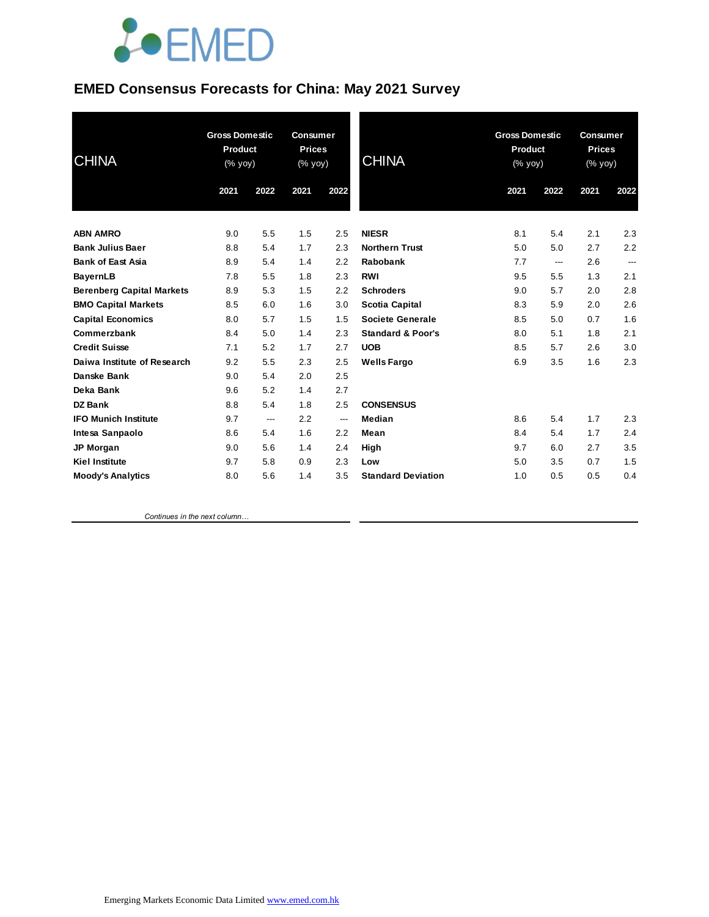# EMED Consensus Forecasts for China: May 2021 Survey

| CHINA | Gross Domestic Product (% yoy) | | Consumer Prices (% yoy) | |
|---|---|---|---|---|
| | 2021 | 2022 | 2021 | 2022 |
| ABN AMRO | 9.0 | 5.5 | 1.5 | 2.5 |
| Bank Julius Baer | 8.8 | 5.4 | 1.7 | 2.3 |
| Bank of East Asia | 8.9 | 5.4 | 1.4 | 2.2 |
| BayernLB | 7.8 | 5.5 | 1.8 | 2.3 |
| Berenberg Capital Markets | 8.9 | 5.3 | 1.5 | 2.2 |
| BMO Capital Markets | 8.5 | 6.0 | 1.6 | 3.0 |
| Capital Economics | 8.0 | 5.7 | 1.5 | 1.5 |
| Commerzbank | 8.4 | 5.0 | 1.4 | 2.3 |
| Credit Suisse | 7.1 | 5.2 | 1.7 | 2.7 |
| Daiwa Institute of Research | 9.2 | 5.5 | 2.3 | 2.5 |
| Danske Bank | 9.0 | 5.4 | 2.0 | 2.5 |
| Deka Bank | 9.6 | 5.2 | 1.4 | 2.7 |
| DZ Bank | 8.8 | 5.4 | 1.8 | 2.5 |
| IFO Munich Institute | 9.7 | --- | 2.2 | --- |
| Intesa Sanpaolo | 8.6 | 5.4 | 1.6 | 2.2 |
| JP Morgan | 9.0 | 5.6 | 1.4 | 2.4 |
| Kiel Institute | 9.7 | 5.8 | 0.9 | 2.3 |
| Moody's Analytics | 8.0 | 5.6 | 1.4 | 3.5 |
| NIESR | 8.1 | 5.4 | 2.1 | 2.3 |
| Northern Trust | 5.0 | 5.0 | 2.7 | 2.2 |
| Rabobank | 7.7 | --- | 2.6 | --- |
| RWI | 9.5 | 5.5 | 1.3 | 2.1 |
| Schroders | 9.0 | 5.7 | 2.0 | 2.8 |
| Scotia Capital | 8.3 | 5.9 | 2.0 | 2.6 |
| Societe Generale | 8.5 | 5.0 | 0.7 | 1.6 |
| Standard & Poor's | 8.0 | 5.1 | 1.8 | 2.1 |
| UOB | 8.5 | 5.7 | 2.6 | 3.0 |
| Wells Fargo | 6.9 | 3.5 | 1.6 | 2.3 |
| **CONSENSUS** | | | | |
| Median | 8.6 | 5.4 | 1.7 | 2.3 |
| Mean | 8.4 | 5.4 | 1.7 | 2.4 |
| High | 9.7 | 6.0 | 2.7 | 3.5 |
| Low | 5.0 | 3.5 | 0.7 | 1.5 |
| Standard Deviation | 1.0 | 0.5 | 0.5 | 0.4 |

*Continues in the next column…*

Emerging Markets Economic Data Limited www.emed.com.hk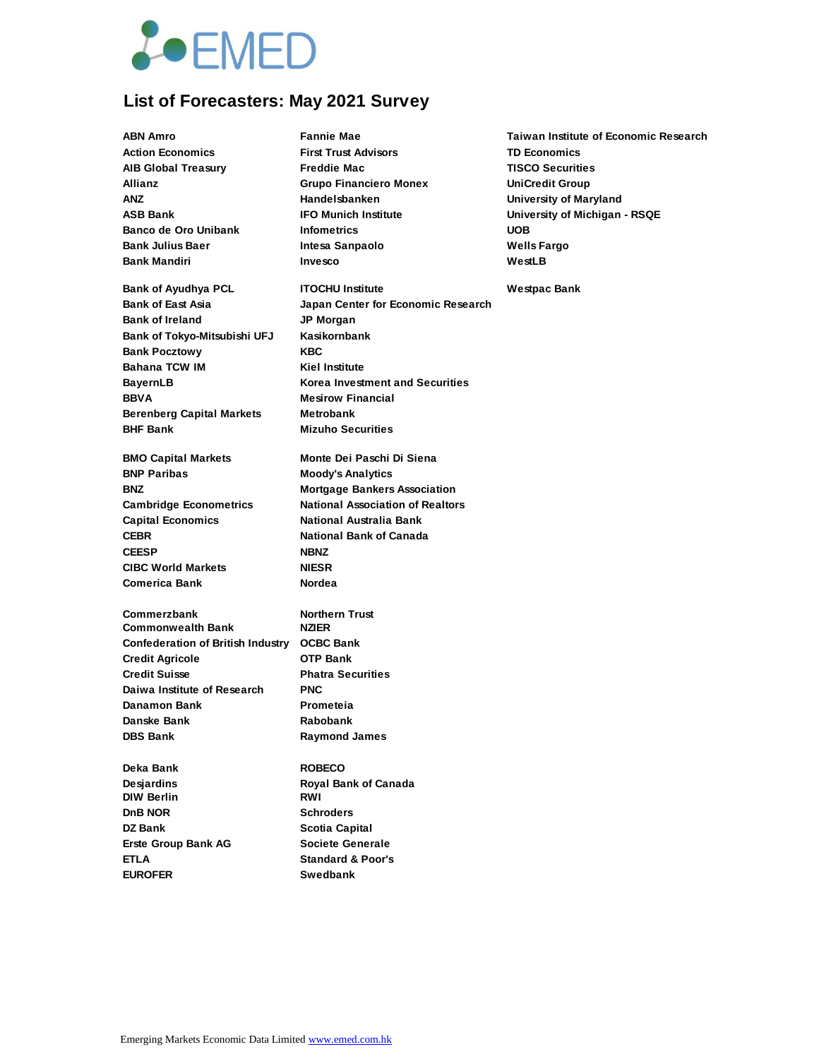EMED

# List of Forecasters: May 2021 Survey

ABN Amro
Action Economics
AIB Global Treasury
Allianz
ANZ
ASB Bank
Banco de Oro Unibank
Bank Julius Baer
Bank Mandiri

Bank of Ayudhya PCL
Bank of East Asia
Bank of Ireland
Bank of Tokyo-Mitsubishi UFJ
Bank Pocztowy
Bahana TCW IM
BayernLB
BBVA
Berenberg Capital Markets
BHF Bank

BMO Capital Markets
BNP Paribas
BNZ
Cambridge Econometrics
Capital Economics
CEBR
CEESP
CIBC World Markets
Comerica Bank

Commerzbank
Commonwealth Bank
Confederation of British Industry
Credit Agricole
Credit Suisse
Daiwa Institute of Research
Danamon Bank
Danske Bank
DBS Bank

Deka Bank
Desjardins
DIW Berlin
DnB NOR
DZ Bank
Erste Group Bank AG
ETLA
EUROFER

Fannie Mae
First Trust Advisors
Freddie Mac
Grupo Financiero Monex
Handelsbanken
IFO Munich Institute
Infometrics
Intesa Sanpaolo
Invesco

ITOCHU Institute
Japan Center for Economic Research
JP Morgan
Kasikornbank
KBC
Kiel Institute
Korea Investment and Securities
Mesirow Financial
Metrobank
Mizuho Securities

Monte Dei Paschi Di Siena
Moody's Analytics
Mortgage Bankers Association
National Association of Realtors
National Australia Bank
National Bank of Canada
NBNZ
NIESR
Nordea

Northern Trust
NZIER
OCBC Bank
OTP Bank
Phatra Securities
PNC
Prometeia
Rabobank
Raymond James

ROBECO
Royal Bank of Canada
RWI
Schroders
Scotia Capital
Societe Generale
Standard & Poor's
Swedbank

Taiwan Institute of Economic Research
TD Economics
TISCO Securities
UniCredit Group
University of Maryland
University of Michigan - RSQE
UOB
Wells Fargo
WestLB

Westpac Bank

Emerging Markets Economic Data Limited www.emed.com.hk